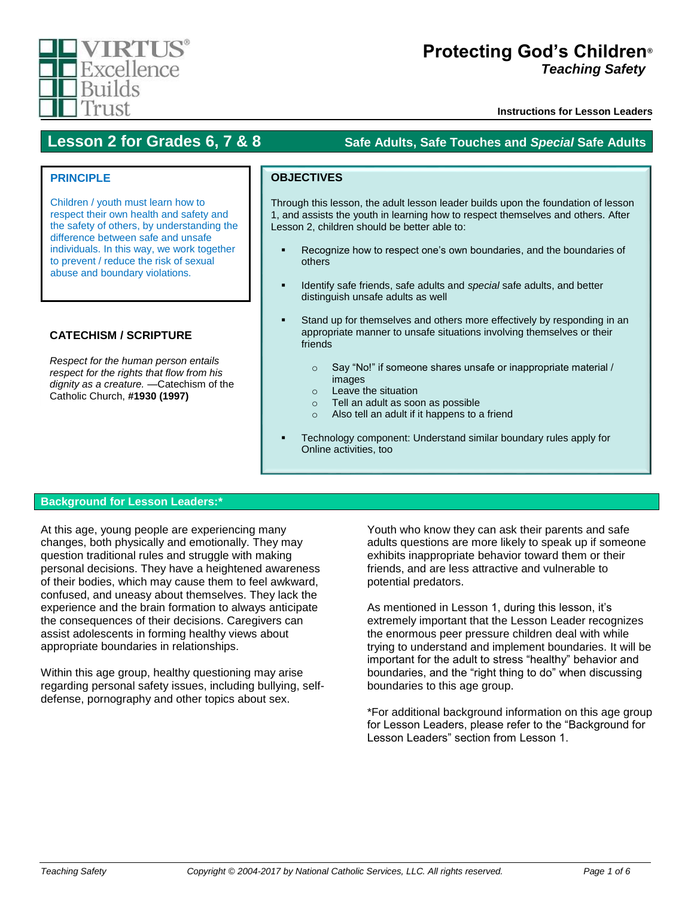VIRTUS® Excellence Builds Trust

# Protecting God's Children®
*Teaching Safety*

**Instructions for Lesson Leaders**

## Lesson 2 for Grades 6, 7 & 8 — Safe Adults, Safe Touches and *Special* Safe Adults

### PRINCIPLE

Children / youth must learn how to respect their own health and safety and the safety of others, by understanding the difference between safe and unsafe individuals. In this way, we work together to prevent / reduce the risk of sexual abuse and boundary violations.

### CATECHISM / SCRIPTURE

*Respect for the human person entails respect for the rights that flow from his dignity as a creature.* —Catechism of the Catholic Church, **#1930 (1997)**

### OBJECTIVES

Through this lesson, the adult lesson leader builds upon the foundation of lesson 1, and assists the youth in learning how to respect themselves and others. After Lesson 2, children should be better able to:

- Recognize how to respect one's own boundaries, and the boundaries of others
- Identify safe friends, safe adults and *special* safe adults, and better distinguish unsafe adults as well
- Stand up for themselves and others more effectively by responding in an appropriate manner to unsafe situations involving themselves or their friends
  - Say "No!" if someone shares unsafe or inappropriate material / images
  - Leave the situation
  - Tell an adult as soon as possible
  - Also tell an adult if it happens to a friend
- Technology component: Understand similar boundary rules apply for Online activities, too

### Background for Lesson Leaders:*

At this age, young people are experiencing many changes, both physically and emotionally. They may question traditional rules and struggle with making personal decisions. They have a heightened awareness of their bodies, which may cause them to feel awkward, confused, and uneasy about themselves. They lack the experience and the brain formation to always anticipate the consequences of their decisions. Caregivers can assist adolescents in forming healthy views about appropriate boundaries in relationships.

Within this age group, healthy questioning may arise regarding personal safety issues, including bullying, self-defense, pornography and other topics about sex.

Youth who know they can ask their parents and safe adults questions are more likely to speak up if someone exhibits inappropriate behavior toward them or their friends, and are less attractive and vulnerable to potential predators.

As mentioned in Lesson 1, during this lesson, it's extremely important that the Lesson Leader recognizes the enormous peer pressure children deal with while trying to understand and implement boundaries. It will be important for the adult to stress "healthy" behavior and boundaries, and the "right thing to do" when discussing boundaries to this age group.

*For additional background information on this age group for Lesson Leaders, please refer to the "Background for Lesson Leaders" section from Lesson 1.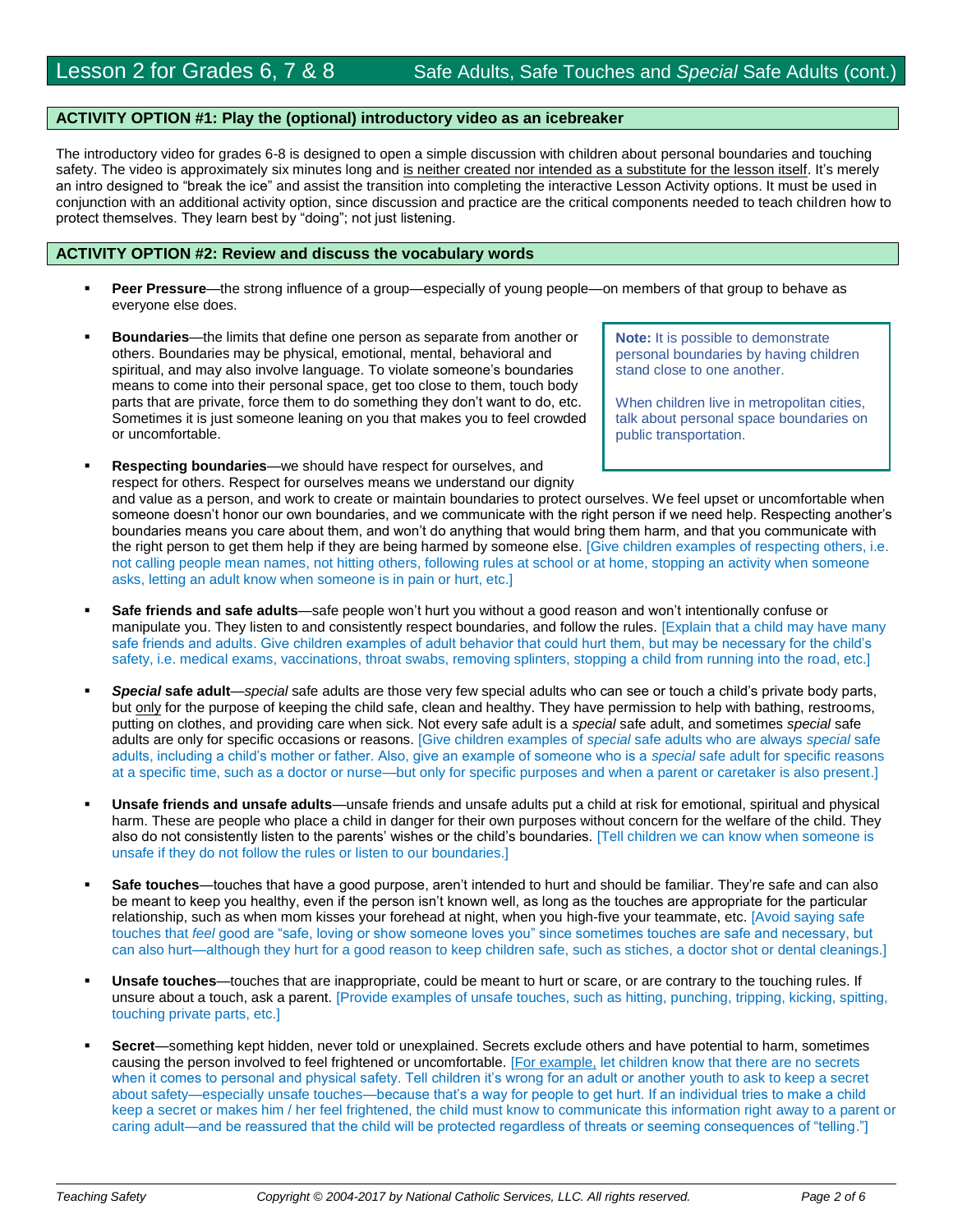## Lesson 2 for Grades 6, 7 & 8 — Safe Adults, Safe Touches and *Special* Safe Adults (cont.)

### ACTIVITY OPTION #1: Play the (optional) introductory video as an icebreaker

The introductory video for grades 6-8 is designed to open a simple discussion with children about personal boundaries and touching safety. The video is approximately six minutes long and <u>is neither created nor intended as a substitute for the lesson itself</u>. It's merely an intro designed to "break the ice" and assist the transition into completing the interactive Lesson Activity options. It must be used in conjunction with an additional activity option, since discussion and practice are the critical components needed to teach children how to protect themselves. They learn best by "doing"; not just listening.

### ACTIVITY OPTION #2: Review and discuss the vocabulary words

- **Peer Pressure**—the strong influence of a group—especially of young people—on members of that group to behave as everyone else does.
- **Boundaries**—the limits that define one person as separate from another or others. Boundaries may be physical, emotional, mental, behavioral and spiritual, and may also involve language. To violate someone's boundaries means to come into their personal space, get too close to them, touch body parts that are private, force them to do something they don't want to do, etc. Sometimes it is just someone leaning on you that makes you to feel crowded or uncomfortable.

> **Note:** It is possible to demonstrate personal boundaries by having children stand close to one another.
>
> When children live in metropolitan cities, talk about personal space boundaries on public transportation.

- **Respecting boundaries**—we should have respect for ourselves, and respect for others. Respect for ourselves means we understand our dignity and value as a person, and work to create or maintain boundaries to protect ourselves. We feel upset or uncomfortable when someone doesn't honor our own boundaries, and we communicate with the right person if we need help. Respecting another's boundaries means you care about them, and won't do anything that would bring them harm, and that you communicate with the right person to get them help if they are being harmed by someone else. [Give children examples of respecting others, i.e. not calling people mean names, not hitting others, following rules at school or at home, stopping an activity when someone asks, letting an adult know when someone is in pain or hurt, etc.]
- **Safe friends and safe adults**—safe people won't hurt you without a good reason and won't intentionally confuse or manipulate you. They listen to and consistently respect boundaries, and follow the rules. [Explain that a child may have many safe friends and adults. Give children examples of adult behavior that could hurt them, but may be necessary for the child's safety, i.e. medical exams, vaccinations, throat swabs, removing splinters, stopping a child from running into the road, etc.]
- ***Special* safe adult**—*special* safe adults are those very few special adults who can see or touch a child's private body parts, but <u>only</u> for the purpose of keeping the child safe, clean and healthy. They have permission to help with bathing, restrooms, putting on clothes, and providing care when sick. Not every safe adult is a *special* safe adult, and sometimes *special* safe adults are only for specific occasions or reasons. [Give children examples of *special* safe adults who are always *special* safe adults, including a child's mother or father. Also, give an example of someone who is a *special* safe adult for specific reasons at a specific time, such as a doctor or nurse—but only for specific purposes and when a parent or caretaker is also present.]
- **Unsafe friends and unsafe adults**—unsafe friends and unsafe adults put a child at risk for emotional, spiritual and physical harm. These are people who place a child in danger for their own purposes without concern for the welfare of the child. They also do not consistently listen to the parents' wishes or the child's boundaries. [Tell children we can know when someone is unsafe if they do not follow the rules or listen to our boundaries.]
- **Safe touches**—touches that have a good purpose, aren't intended to hurt and should be familiar. They're safe and can also be meant to keep you healthy, even if the person isn't known well, as long as the touches are appropriate for the particular relationship, such as when mom kisses your forehead at night, when you high-five your teammate, etc. [Avoid saying safe touches that *feel* good are "safe, loving or show someone loves you" since sometimes touches are safe and necessary, but can also hurt—although they hurt for a good reason to keep children safe, such as stiches, a doctor shot or dental cleanings.]
- **Unsafe touches**—touches that are inappropriate, could be meant to hurt or scare, or are contrary to the touching rules. If unsure about a touch, ask a parent. [Provide examples of unsafe touches, such as hitting, punching, tripping, kicking, spitting, touching private parts, etc.]
- **Secret**—something kept hidden, never told or unexplained. Secrets exclude others and have potential to harm, sometimes causing the person involved to feel frightened or uncomfortable. [<u>For example,</u> let children know that there are no secrets when it comes to personal and physical safety. Tell children it's wrong for an adult or another youth to ask to keep a secret about safety—especially unsafe touches—because that's a way for people to get hurt. If an individual tries to make a child keep a secret or makes him / her feel frightened, the child must know to communicate this information right away to a parent or caring adult—and be reassured that the child will be protected regardless of threats or seeming consequences of "telling."]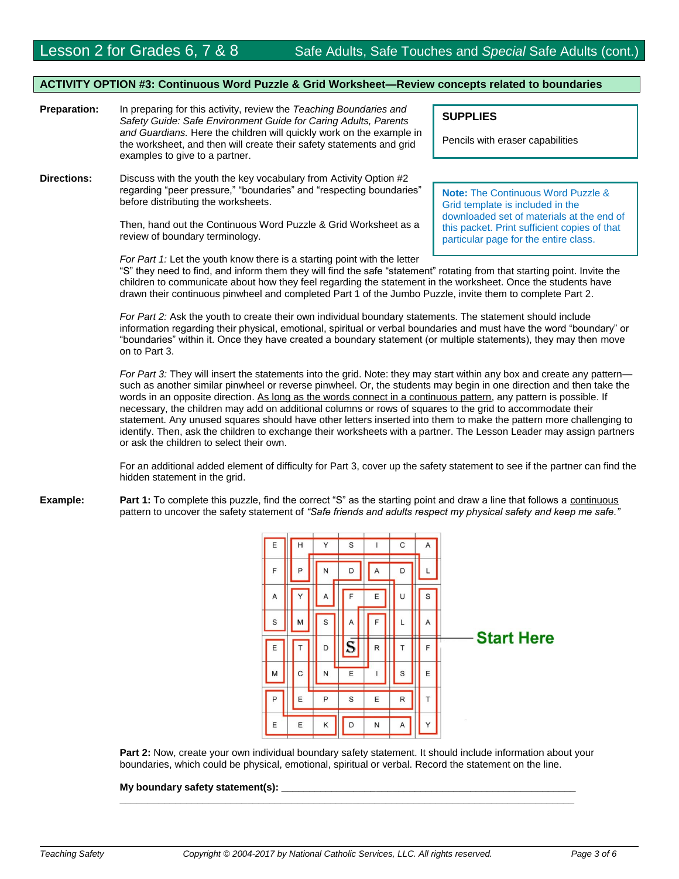## ACTIVITY OPTION #3: Continuous Word Puzzle & Grid Worksheet—Review concepts related to boundaries

**SUPPLIES**

Pencils with eraser capabilities

**Preparation:** In preparing for this activity, review the *Teaching Boundaries and Safety Guide: Safe Environment Guide for Caring Adults, Parents and Guardians.* Here the children will quickly work on the example in the worksheet, and then will create their safety statements and grid examples to give to a partner.

**Directions:** Discuss with the youth the key vocabulary from Activity Option #2 regarding "peer pressure," "boundaries" and "respecting boundaries" before distributing the worksheets.

**Note:** The Continuous Word Puzzle & Grid template is included in the downloaded set of materials at the end of this packet. Print sufficient copies of that particular page for the entire class.

Then, hand out the Continuous Word Puzzle & Grid Worksheet as a review of boundary terminology.

*For Part 1:* Let the youth know there is a starting point with the letter "S" they need to find, and inform them they will find the safe "statement" rotating from that starting point. Invite the children to communicate about how they feel regarding the statement in the worksheet. Once the students have drawn their continuous pinwheel and completed Part 1 of the Jumbo Puzzle, invite them to complete Part 2.

*For Part 2:* Ask the youth to create their own individual boundary statements. The statement should include information regarding their physical, emotional, spiritual or verbal boundaries and must have the word "boundary" or "boundaries" within it. Once they have created a boundary statement (or multiple statements), they may then move on to Part 3.

*For Part 3:* They will insert the statements into the grid. Note: they may start within any box and create any pattern—such as another similar pinwheel or reverse pinwheel. Or, the students may begin in one direction and then take the words in an opposite direction. As long as the words connect in a continuous pattern, any pattern is possible. If necessary, the children may add on additional columns or rows of squares to the grid to accommodate their statement. Any unused squares should have other letters inserted into them to make the pattern more challenging to identify. Then, ask the children to exchange their worksheets with a partner. The Lesson Leader may assign partners or ask the children to select their own.

For an additional added element of difficulty for Part 3, cover up the safety statement to see if the partner can find the hidden statement in the grid.

**Example:** **Part 1:** To complete this puzzle, find the correct "S" as the starting point and draw a line that follows a continuous pattern to uncover the safety statement of *"Safe friends and adults respect my physical safety and keep me safe."*

| | | | | | | |
|---|---|---|---|---|---|---|
| E | H | Y | S | I | C | A |
| F | P | N | D | A | D | L |
| A | Y | A | F | E | U | S |
| S | M | S | A | F | L | A |
| E | T | D | S | R | T | F |
| M | C | N | E | I | S | E |
| P | E | P | S | E | R | T |
| E | E | K | D | N | A | Y |

Start Here

**Part 2:** Now, create your own individual boundary safety statement. It should include information about your boundaries, which could be physical, emotional, spiritual or verbal. Record the statement on the line.

**My boundary safety statement(s):** ____________________________________________

____________________________________________________________________________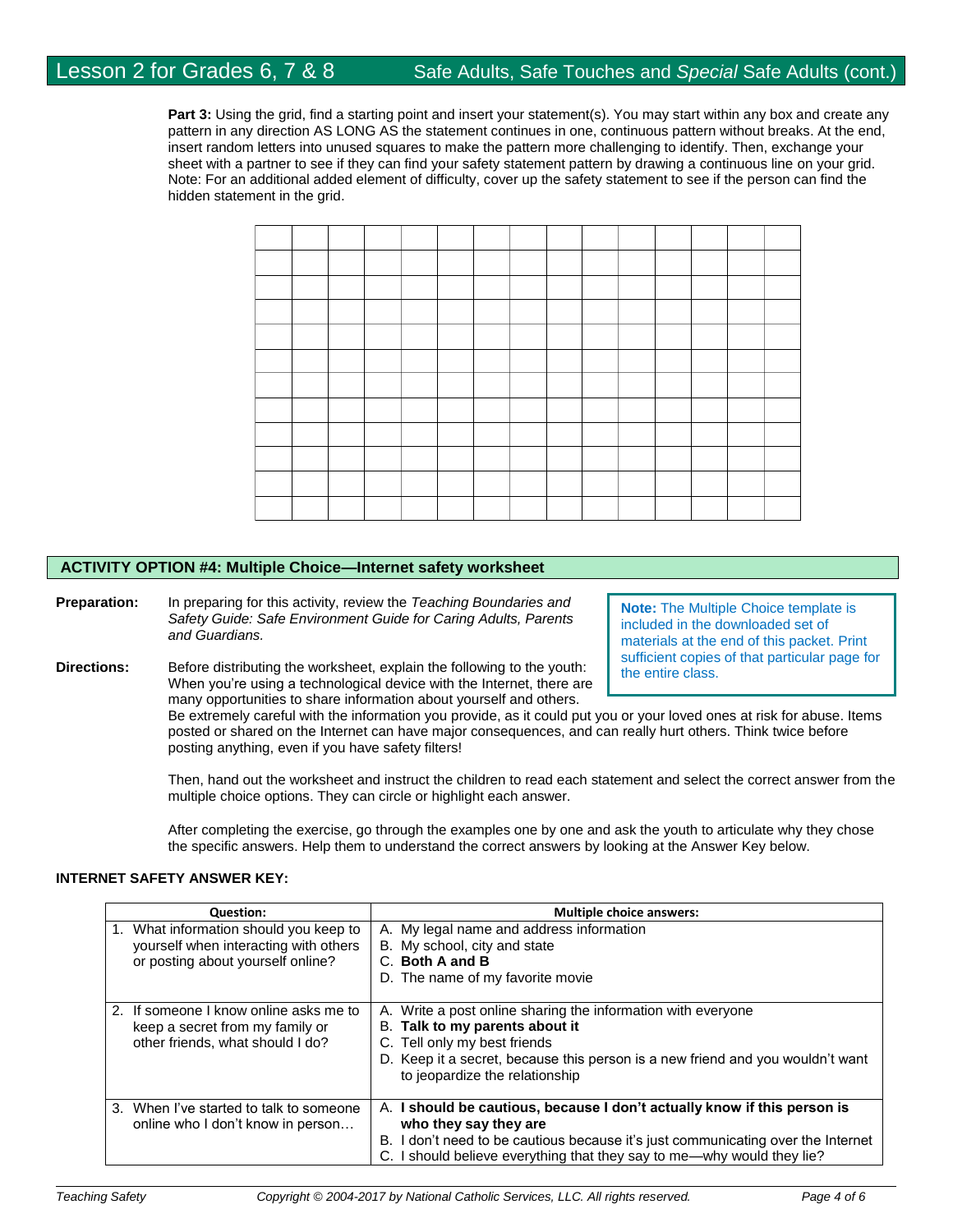**Part 3:** Using the grid, find a starting point and insert your statement(s). You may start within any box and create any pattern in any direction AS LONG AS the statement continues in one, continuous pattern without breaks. At the end, insert random letters into unused squares to make the pattern more challenging to identify. Then, exchange your sheet with a partner to see if they can find your safety statement pattern by drawing a continuous line on your grid. Note: For an additional added element of difficulty, cover up the safety statement to see if the person can find the hidden statement in the grid.

| | | | | | | | | | | | | | | |
|---|---|---|---|---|---|---|---|---|---|---|---|---|---|---|
| | | | | | | | | | | | | | | |
| | | | | | | | | | | | | | | |
| | | | | | | | | | | | | | | |
| | | | | | | | | | | | | | | |
| | | | | | | | | | | | | | | |
| | | | | | | | | | | | | | | |
| | | | | | | | | | | | | | | |
| | | | | | | | | | | | | | | |
| | | | | | | | | | | | | | | |
| | | | | | | | | | | | | | | |
| | | | | | | | | | | | | | | |

## ACTIVITY OPTION #4: Multiple Choice—Internet safety worksheet

**Preparation:** In preparing for this activity, review the *Teaching Boundaries and Safety Guide: Safe Environment Guide for Caring Adults, Parents and Guardians.*

**Note:** The Multiple Choice template is included in the downloaded set of materials at the end of this packet. Print sufficient copies of that particular page for the entire class.

**Directions:** Before distributing the worksheet, explain the following to the youth: When you're using a technological device with the Internet, there are many opportunities to share information about yourself and others. Be extremely careful with the information you provide, as it could put you or your loved ones at risk for abuse. Items posted or shared on the Internet can have major consequences, and can really hurt others. Think twice before posting anything, even if you have safety filters!

Then, hand out the worksheet and instruct the children to read each statement and select the correct answer from the multiple choice options. They can circle or highlight each answer.

After completing the exercise, go through the examples one by one and ask the youth to articulate why they chose the specific answers. Help them to understand the correct answers by looking at the Answer Key below.

**INTERNET SAFETY ANSWER KEY:**

| Question: | Multiple choice answers: |
|---|---|
| 1. What information should you keep to yourself when interacting with others or posting about yourself online? | A. My legal name and address information<br>B. My school, city and state<br>C. **Both A and B**<br>D. The name of my favorite movie |
| 2. If someone I know online asks me to keep a secret from my family or other friends, what should I do? | A. Write a post online sharing the information with everyone<br>B. **Talk to my parents about it**<br>C. Tell only my best friends<br>D. Keep it a secret, because this person is a new friend and you wouldn't want to jeopardize the relationship |
| 3. When I've started to talk to someone online who I don't know in person… | A. **I should be cautious, because I don't actually know if this person is who they say they are**<br>B. I don't need to be cautious because it's just communicating over the Internet<br>C. I should believe everything that they say to me—why would they lie? |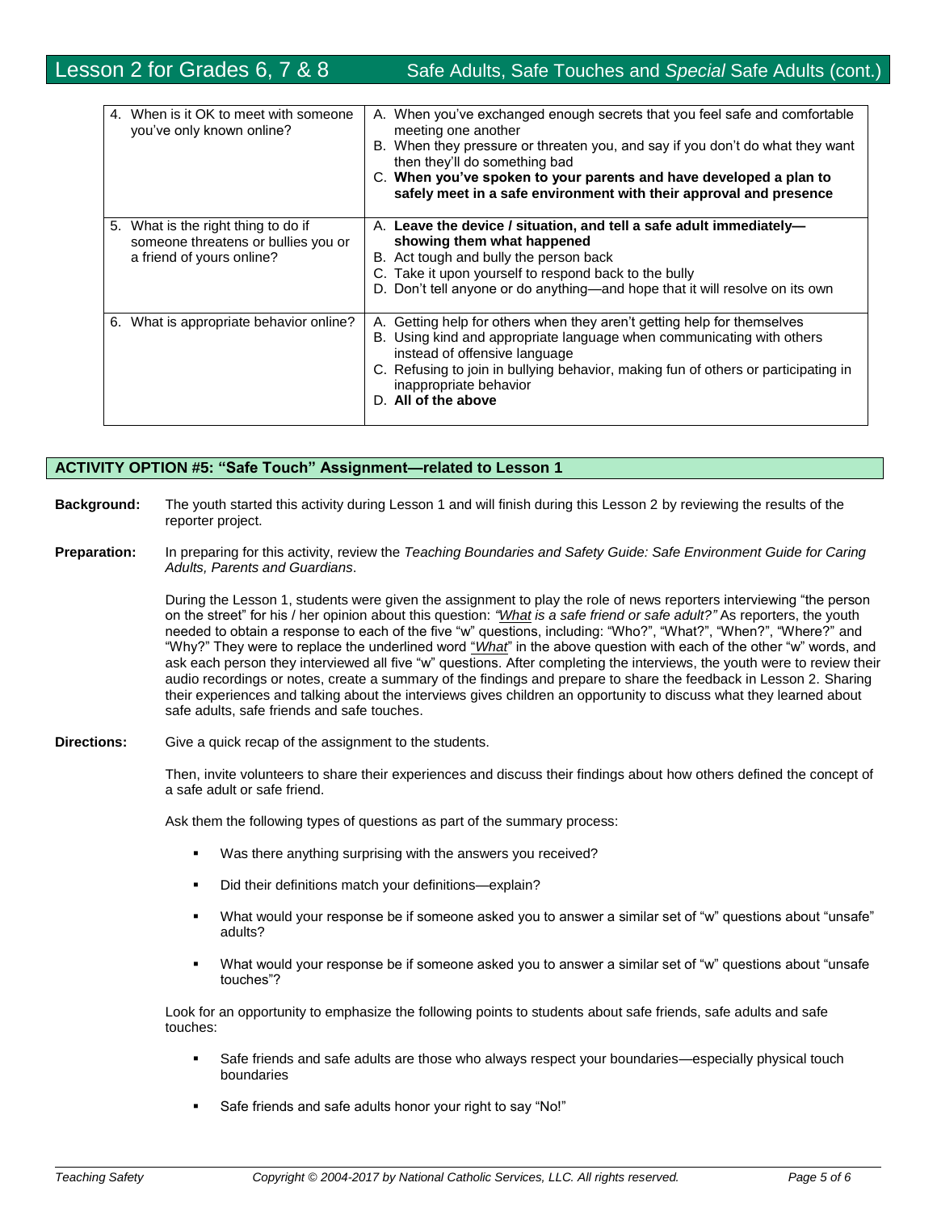| | |
|---|---|
| 4. When is it OK to meet with someone you've only known online? | A. When you've exchanged enough secrets that you feel safe and comfortable meeting one another<br>B. When they pressure or threaten you, and say if you don't do what they want then they'll do something bad<br>C. **When you've spoken to your parents and have developed a plan to safely meet in a safe environment with their approval and presence** |
| 5. What is the right thing to do if someone threatens or bullies you or a friend of yours online? | A. **Leave the device / situation, and tell a safe adult immediately—showing them what happened**<br>B. Act tough and bully the person back<br>C. Take it upon yourself to respond back to the bully<br>D. Don't tell anyone or do anything—and hope that it will resolve on its own |
| 6. What is appropriate behavior online? | A. Getting help for others when they aren't getting help for themselves<br>B. Using kind and appropriate language when communicating with others instead of offensive language<br>C. Refusing to join in bullying behavior, making fun of others or participating in inappropriate behavior<br>D. **All of the above** |

## ACTIVITY OPTION #5: "Safe Touch" Assignment—related to Lesson 1

**Background:** The youth started this activity during Lesson 1 and will finish during this Lesson 2 by reviewing the results of the reporter project.

**Preparation:** In preparing for this activity, review the *Teaching Boundaries and Safety Guide: Safe Environment Guide for Caring Adults, Parents and Guardians*.

During the Lesson 1, students were given the assignment to play the role of news reporters interviewing "the person on the street" for his / her opinion about this question: *"What is a safe friend or safe adult?"* As reporters, the youth needed to obtain a response to each of the five "w" questions, including: "Who?", "What?", "When?", "Where?" and "Why?" They were to replace the underlined word "*What*" in the above question with each of the other "w" words, and ask each person they interviewed all five "w" questions. After completing the interviews, the youth were to review their audio recordings or notes, create a summary of the findings and prepare to share the feedback in Lesson 2. Sharing their experiences and talking about the interviews gives children an opportunity to discuss what they learned about safe adults, safe friends and safe touches.

**Directions:** Give a quick recap of the assignment to the students.

Then, invite volunteers to share their experiences and discuss their findings about how others defined the concept of a safe adult or safe friend.

Ask them the following types of questions as part of the summary process:

- Was there anything surprising with the answers you received?
- Did their definitions match your definitions—explain?
- What would your response be if someone asked you to answer a similar set of "w" questions about "unsafe" adults?
- What would your response be if someone asked you to answer a similar set of "w" questions about "unsafe touches"?

Look for an opportunity to emphasize the following points to students about safe friends, safe adults and safe touches:

- Safe friends and safe adults are those who always respect your boundaries—especially physical touch boundaries
- Safe friends and safe adults honor your right to say "No!"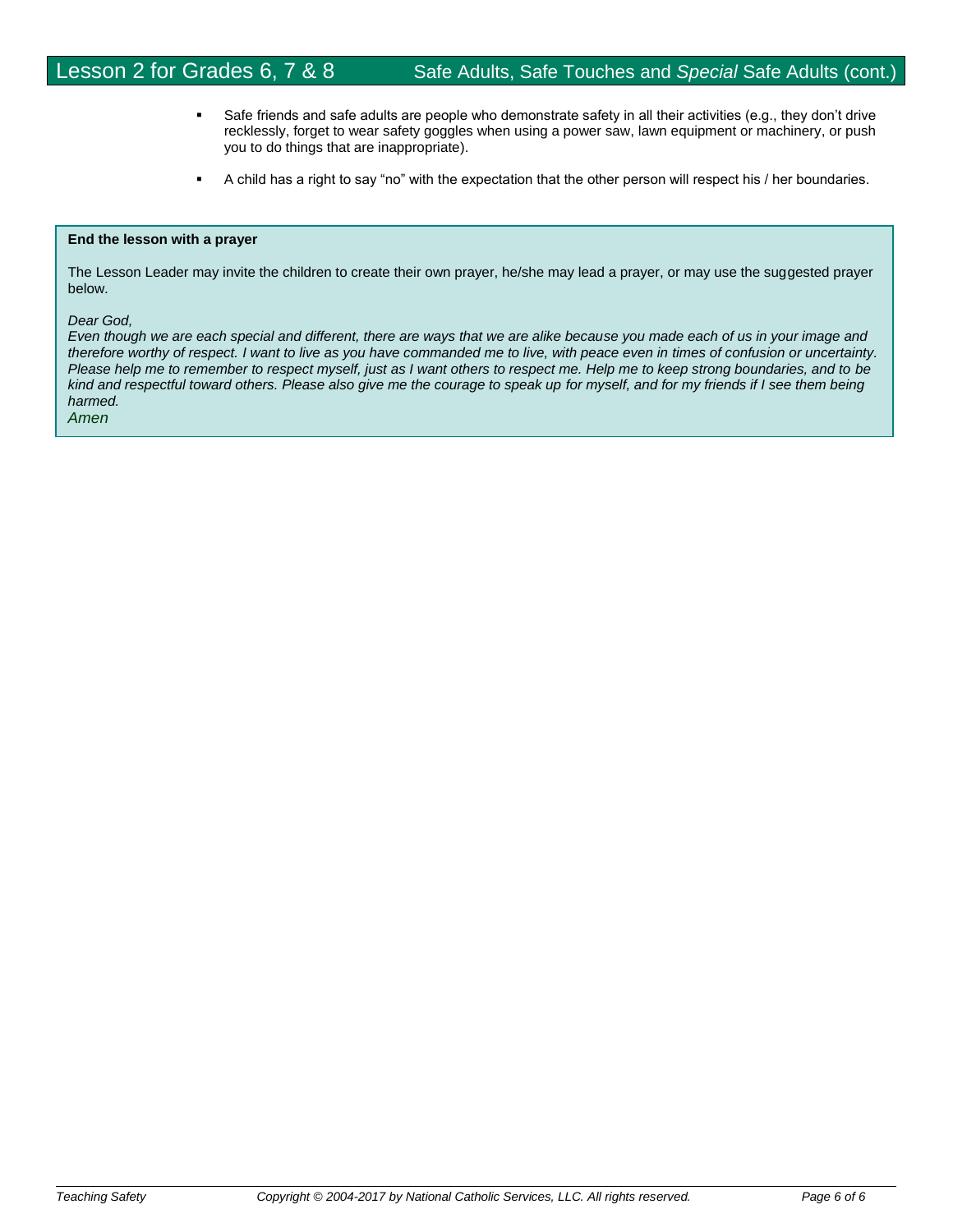- Safe friends and safe adults are people who demonstrate safety in all their activities (e.g., they don't drive recklessly, forget to wear safety goggles when using a power saw, lawn equipment or machinery, or push you to do things that are inappropriate).
- A child has a right to say "no" with the expectation that the other person will respect his / her boundaries.

**End the lesson with a prayer**

The Lesson Leader may invite the children to create their own prayer, he/she may lead a prayer, or may use the suggested prayer below.

*Dear God,*
*Even though we are each special and different, there are ways that we are alike because you made each of us in your image and therefore worthy of respect. I want to live as you have commanded me to live, with peace even in times of confusion or uncertainty. Please help me to remember to respect myself, just as I want others to respect me. Help me to keep strong boundaries, and to be kind and respectful toward others. Please also give me the courage to speak up for myself, and for my friends if I see them being harmed.*
*Amen*